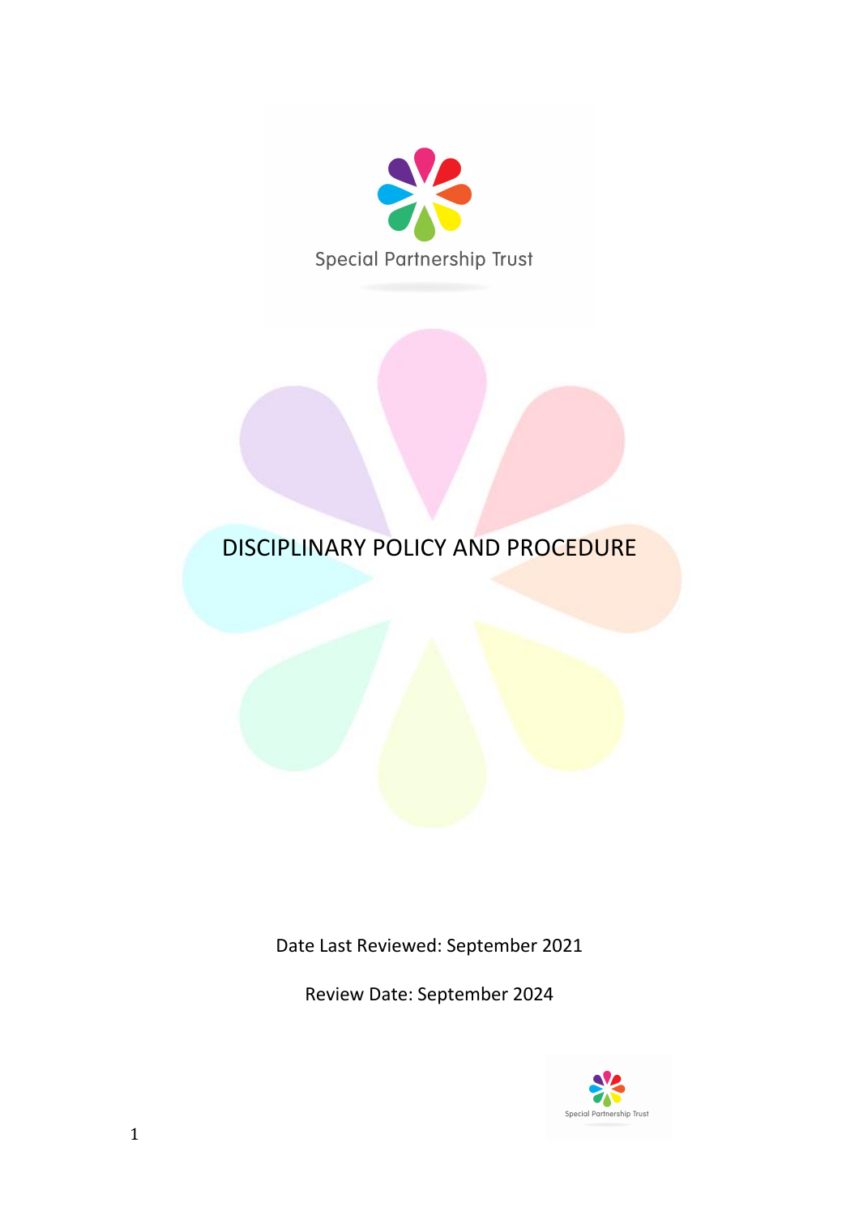Special Partnership Trust

# DISCIPLINARY POLICY AND PROCEDURE

Date Last Reviewed: September 2021

Review Date: September 2024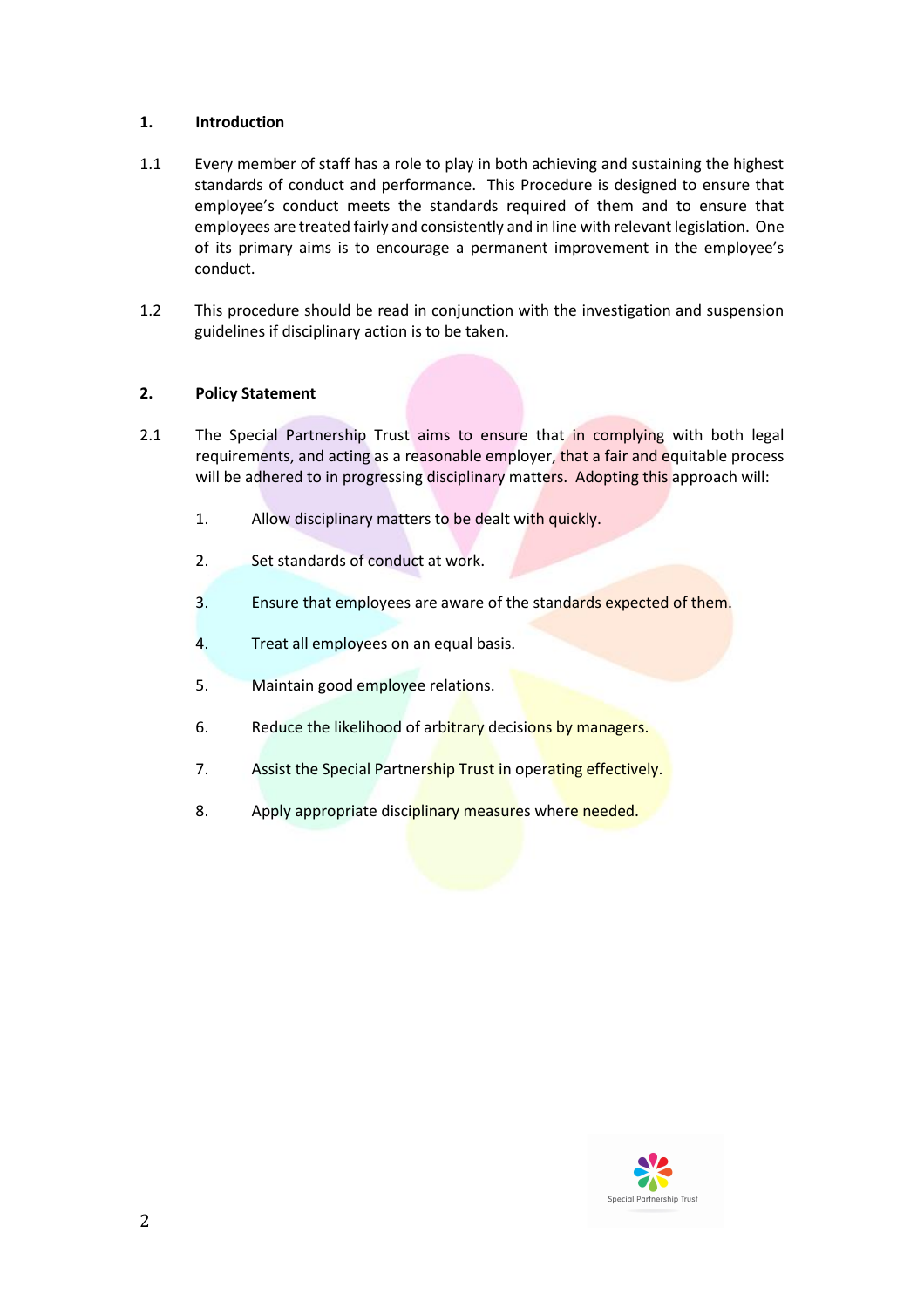## 1. Introduction

1.1 Every member of staff has a role to play in both achieving and sustaining the highest standards of conduct and performance. This Procedure is designed to ensure that employee's conduct meets the standards required of them and to ensure that employees are treated fairly and consistently and in line with relevant legislation. One of its primary aims is to encourage a permanent improvement in the employee's conduct.

1.2 This procedure should be read in conjunction with the investigation and suspension guidelines if disciplinary action is to be taken.

## 2. Policy Statement

2.1 The Special Partnership Trust aims to ensure that in complying with both legal requirements, and acting as a reasonable employer, that a fair and equitable process will be adhered to in progressing disciplinary matters. Adopting this approach will:

1. Allow disciplinary matters to be dealt with quickly.
2. Set standards of conduct at work.
3. Ensure that employees are aware of the standards expected of them.
4. Treat all employees on an equal basis.
5. Maintain good employee relations.
6. Reduce the likelihood of arbitrary decisions by managers.
7. Assist the Special Partnership Trust in operating effectively.
8. Apply appropriate disciplinary measures where needed.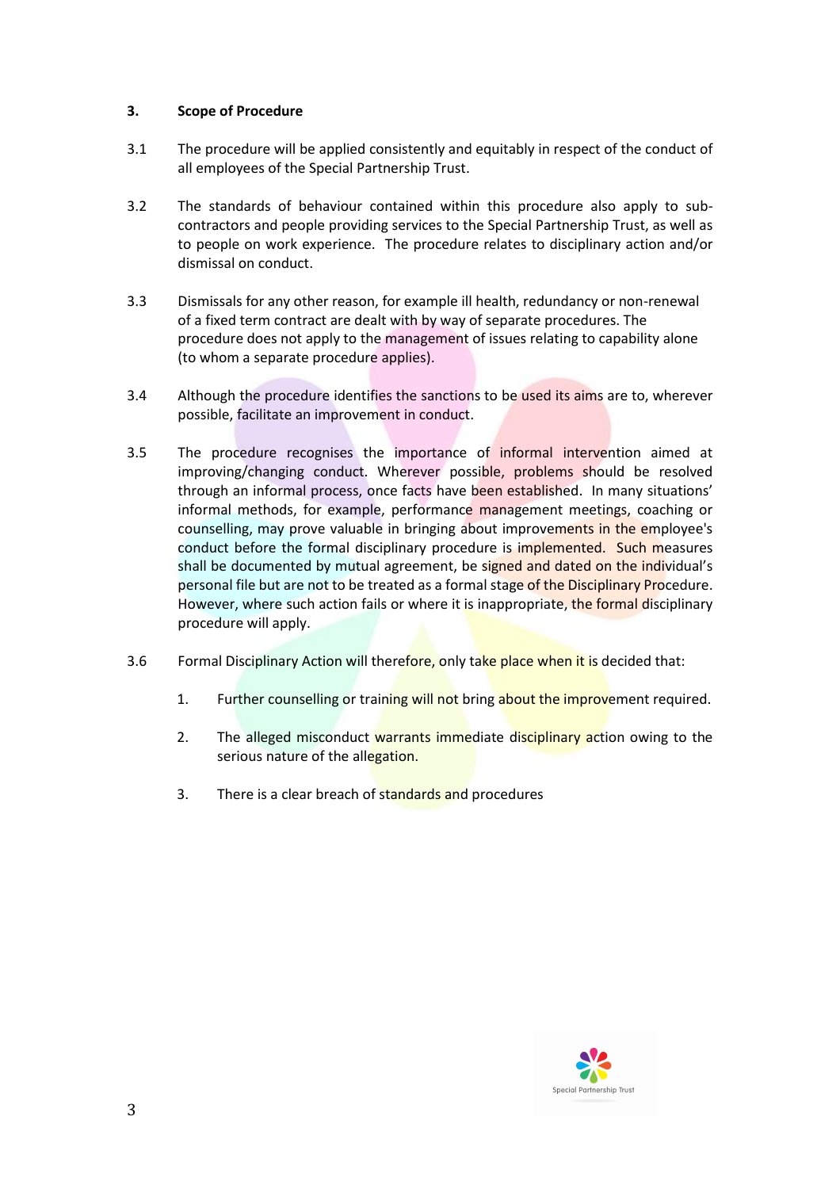## 3. Scope of Procedure

3.1 The procedure will be applied consistently and equitably in respect of the conduct of all employees of the Special Partnership Trust.

3.2 The standards of behaviour contained within this procedure also apply to sub-contractors and people providing services to the Special Partnership Trust, as well as to people on work experience. The procedure relates to disciplinary action and/or dismissal on conduct.

3.3 Dismissals for any other reason, for example ill health, redundancy or non-renewal of a fixed term contract are dealt with by way of separate procedures. The procedure does not apply to the management of issues relating to capability alone (to whom a separate procedure applies).

3.4 Although the procedure identifies the sanctions to be used its aims are to, wherever possible, facilitate an improvement in conduct.

3.5 The procedure recognises the importance of informal intervention aimed at improving/changing conduct. Wherever possible, problems should be resolved through an informal process, once facts have been established. In many situations' informal methods, for example, performance management meetings, coaching or counselling, may prove valuable in bringing about improvements in the employee's conduct before the formal disciplinary procedure is implemented. Such measures shall be documented by mutual agreement, be signed and dated on the individual's personal file but are not to be treated as a formal stage of the Disciplinary Procedure. However, where such action fails or where it is inappropriate, the formal disciplinary procedure will apply.

3.6 Formal Disciplinary Action will therefore, only take place when it is decided that:

1. Further counselling or training will not bring about the improvement required.
2. The alleged misconduct warrants immediate disciplinary action owing to the serious nature of the allegation.
3. There is a clear breach of standards and procedures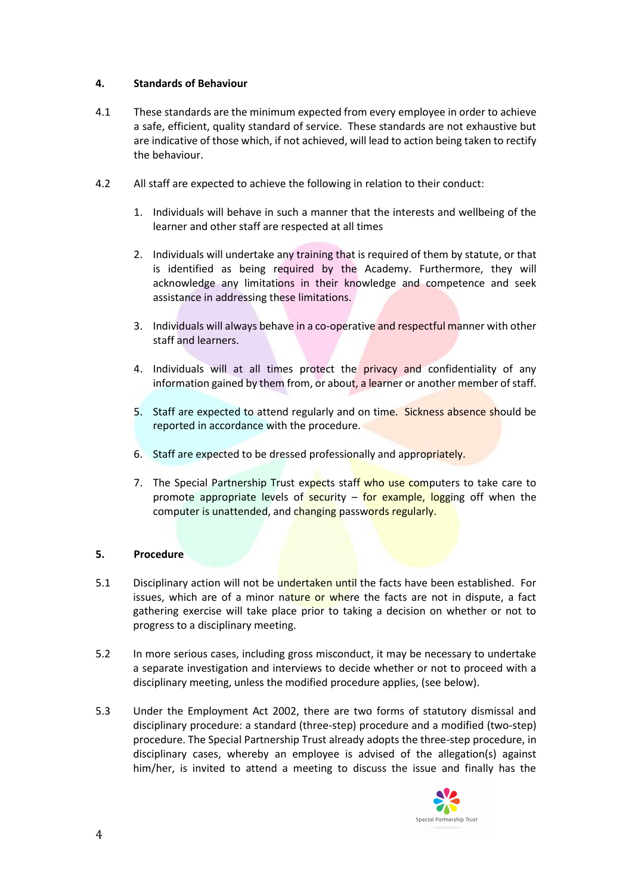## 4. Standards of Behaviour

4.1 These standards are the minimum expected from every employee in order to achieve a safe, efficient, quality standard of service. These standards are not exhaustive but are indicative of those which, if not achieved, will lead to action being taken to rectify the behaviour.

4.2 All staff are expected to achieve the following in relation to their conduct:

1. Individuals will behave in such a manner that the interests and wellbeing of the learner and other staff are respected at all times

2. Individuals will undertake any training that is required of them by statute, or that is identified as being required by the Academy. Furthermore, they will acknowledge any limitations in their knowledge and competence and seek assistance in addressing these limitations.

3. Individuals will always behave in a co-operative and respectful manner with other staff and learners.

4. Individuals will at all times protect the privacy and confidentiality of any information gained by them from, or about, a learner or another member of staff.

5. Staff are expected to attend regularly and on time. Sickness absence should be reported in accordance with the procedure.

6. Staff are expected to be dressed professionally and appropriately.

7. The Special Partnership Trust expects staff who use computers to take care to promote appropriate levels of security – for example, logging off when the computer is unattended, and changing passwords regularly.

## 5. Procedure

5.1 Disciplinary action will not be undertaken until the facts have been established. For issues, which are of a minor nature or where the facts are not in dispute, a fact gathering exercise will take place prior to taking a decision on whether or not to progress to a disciplinary meeting.

5.2 In more serious cases, including gross misconduct, it may be necessary to undertake a separate investigation and interviews to decide whether or not to proceed with a disciplinary meeting, unless the modified procedure applies, (see below).

5.3 Under the Employment Act 2002, there are two forms of statutory dismissal and disciplinary procedure: a standard (three-step) procedure and a modified (two-step) procedure. The Special Partnership Trust already adopts the three-step procedure, in disciplinary cases, whereby an employee is advised of the allegation(s) against him/her, is invited to attend a meeting to discuss the issue and finally has the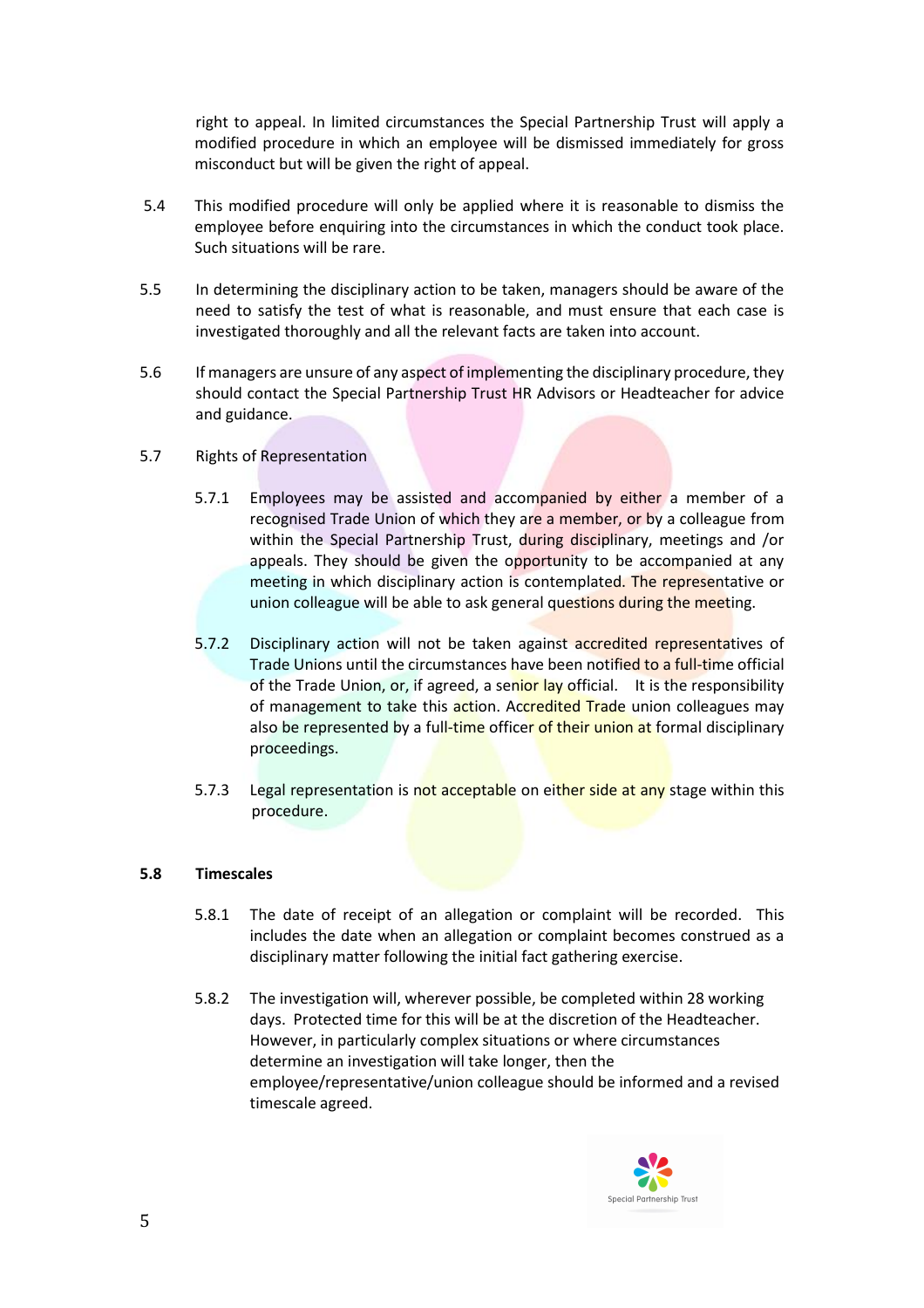right to appeal. In limited circumstances the Special Partnership Trust will apply a modified procedure in which an employee will be dismissed immediately for gross misconduct but will be given the right of appeal.

5.4 This modified procedure will only be applied where it is reasonable to dismiss the employee before enquiring into the circumstances in which the conduct took place. Such situations will be rare.

5.5 In determining the disciplinary action to be taken, managers should be aware of the need to satisfy the test of what is reasonable, and must ensure that each case is investigated thoroughly and all the relevant facts are taken into account.

5.6 If managers are unsure of any aspect of implementing the disciplinary procedure, they should contact the Special Partnership Trust HR Advisors or Headteacher for advice and guidance.

5.7 Rights of Representation

5.7.1 Employees may be assisted and accompanied by either a member of a recognised Trade Union of which they are a member, or by a colleague from within the Special Partnership Trust, during disciplinary, meetings and /or appeals. They should be given the opportunity to be accompanied at any meeting in which disciplinary action is contemplated. The representative or union colleague will be able to ask general questions during the meeting.

5.7.2 Disciplinary action will not be taken against accredited representatives of Trade Unions until the circumstances have been notified to a full-time official of the Trade Union, or, if agreed, a senior lay official. It is the responsibility of management to take this action. Accredited Trade union colleagues may also be represented by a full-time officer of their union at formal disciplinary proceedings.

5.7.3 Legal representation is not acceptable on either side at any stage within this procedure.

**5.8 Timescales**

5.8.1 The date of receipt of an allegation or complaint will be recorded. This includes the date when an allegation or complaint becomes construed as a disciplinary matter following the initial fact gathering exercise.

5.8.2 The investigation will, wherever possible, be completed within 28 working days. Protected time for this will be at the discretion of the Headteacher. However, in particularly complex situations or where circumstances determine an investigation will take longer, then the employee/representative/union colleague should be informed and a revised timescale agreed.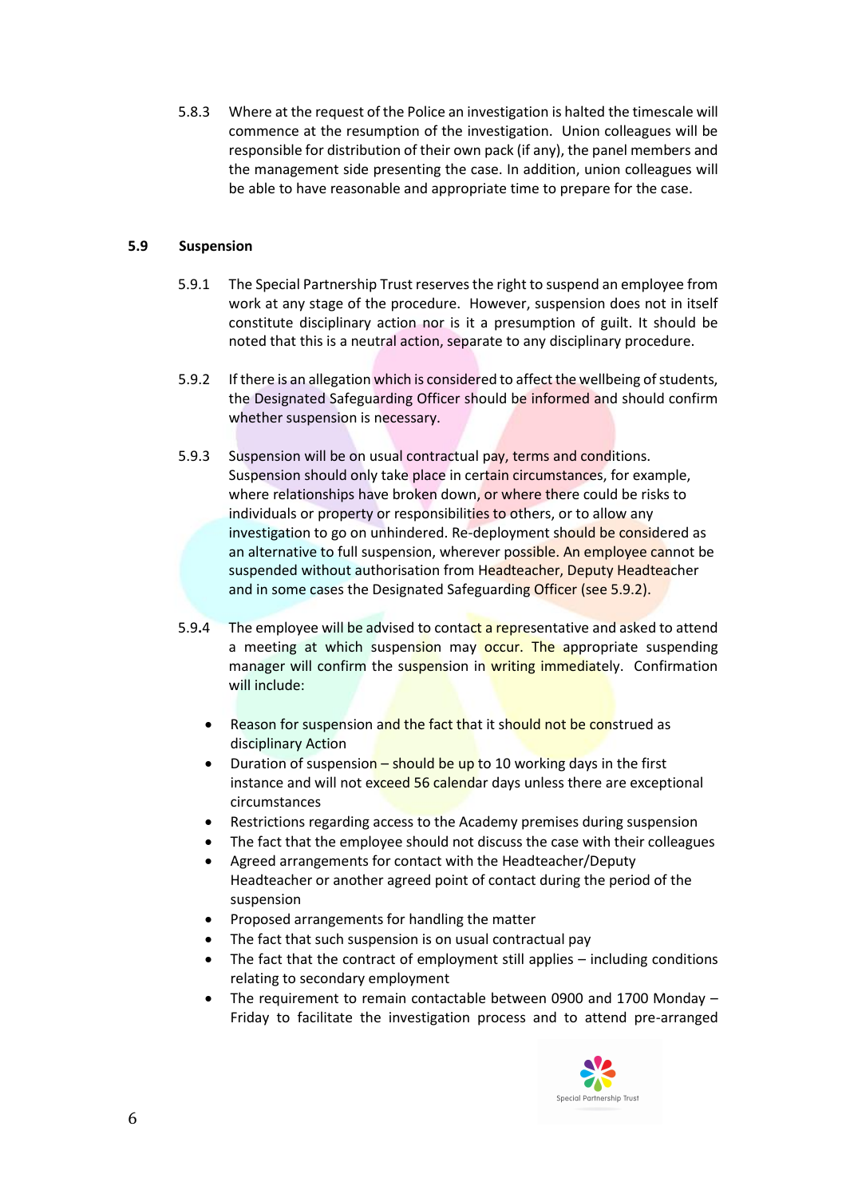5.8.3 Where at the request of the Police an investigation is halted the timescale will commence at the resumption of the investigation. Union colleagues will be responsible for distribution of their own pack (if any), the panel members and the management side presenting the case. In addition, union colleagues will be able to have reasonable and appropriate time to prepare for the case.

**5.9 Suspension**

5.9.1 The Special Partnership Trust reserves the right to suspend an employee from work at any stage of the procedure. However, suspension does not in itself constitute disciplinary action nor is it a presumption of guilt. It should be noted that this is a neutral action, separate to any disciplinary procedure.

5.9.2 If there is an allegation which is considered to affect the wellbeing of students, the Designated Safeguarding Officer should be informed and should confirm whether suspension is necessary.

5.9.3 Suspension will be on usual contractual pay, terms and conditions. Suspension should only take place in certain circumstances, for example, where relationships have broken down, or where there could be risks to individuals or property or responsibilities to others, or to allow any investigation to go on unhindered. Re-deployment should be considered as an alternative to full suspension, wherever possible. An employee cannot be suspended without authorisation from Headteacher, Deputy Headteacher and in some cases the Designated Safeguarding Officer (see 5.9.2).

5.9.4 The employee will be advised to contact a representative and asked to attend a meeting at which suspension may occur. The appropriate suspending manager will confirm the suspension in writing immediately. Confirmation will include:

- Reason for suspension and the fact that it should not be construed as disciplinary Action
- Duration of suspension – should be up to 10 working days in the first instance and will not exceed 56 calendar days unless there are exceptional circumstances
- Restrictions regarding access to the Academy premises during suspension
- The fact that the employee should not discuss the case with their colleagues
- Agreed arrangements for contact with the Headteacher/Deputy Headteacher or another agreed point of contact during the period of the suspension
- Proposed arrangements for handling the matter
- The fact that such suspension is on usual contractual pay
- The fact that the contract of employment still applies – including conditions relating to secondary employment
- The requirement to remain contactable between 0900 and 1700 Monday – Friday to facilitate the investigation process and to attend pre-arranged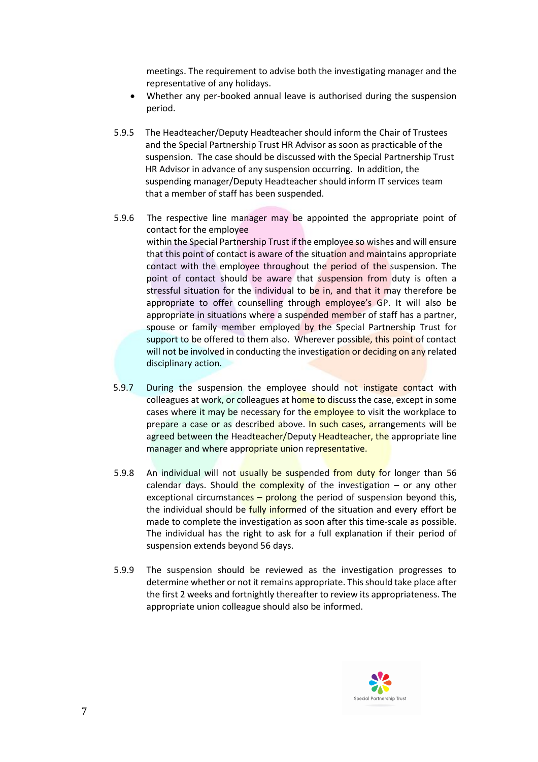meetings. The requirement to advise both the investigating manager and the representative of any holidays.

- Whether any per-booked annual leave is authorised during the suspension period.

5.9.5 The Headteacher/Deputy Headteacher should inform the Chair of Trustees and the Special Partnership Trust HR Advisor as soon as practicable of the suspension. The case should be discussed with the Special Partnership Trust HR Advisor in advance of any suspension occurring. In addition, the suspending manager/Deputy Headteacher should inform IT services team that a member of staff has been suspended.

5.9.6 The respective line manager may be appointed the appropriate point of contact for the employee within the Special Partnership Trust if the employee so wishes and will ensure that this point of contact is aware of the situation and maintains appropriate contact with the employee throughout the period of the suspension. The point of contact should be aware that suspension from duty is often a stressful situation for the individual to be in, and that it may therefore be appropriate to offer counselling through employee's GP. It will also be appropriate in situations where a suspended member of staff has a partner, spouse or family member employed by the Special Partnership Trust for support to be offered to them also. Wherever possible, this point of contact will not be involved in conducting the investigation or deciding on any related disciplinary action.

5.9.7 During the suspension the employee should not instigate contact with colleagues at work, or colleagues at home to discuss the case, except in some cases where it may be necessary for the employee to visit the workplace to prepare a case or as described above. In such cases, arrangements will be agreed between the Headteacher/Deputy Headteacher, the appropriate line manager and where appropriate union representative.

5.9.8 An individual will not usually be suspended from duty for longer than 56 calendar days. Should the complexity of the investigation – or any other exceptional circumstances – prolong the period of suspension beyond this, the individual should be fully informed of the situation and every effort be made to complete the investigation as soon after this time-scale as possible. The individual has the right to ask for a full explanation if their period of suspension extends beyond 56 days.

5.9.9 The suspension should be reviewed as the investigation progresses to determine whether or not it remains appropriate. This should take place after the first 2 weeks and fortnightly thereafter to review its appropriateness. The appropriate union colleague should also be informed.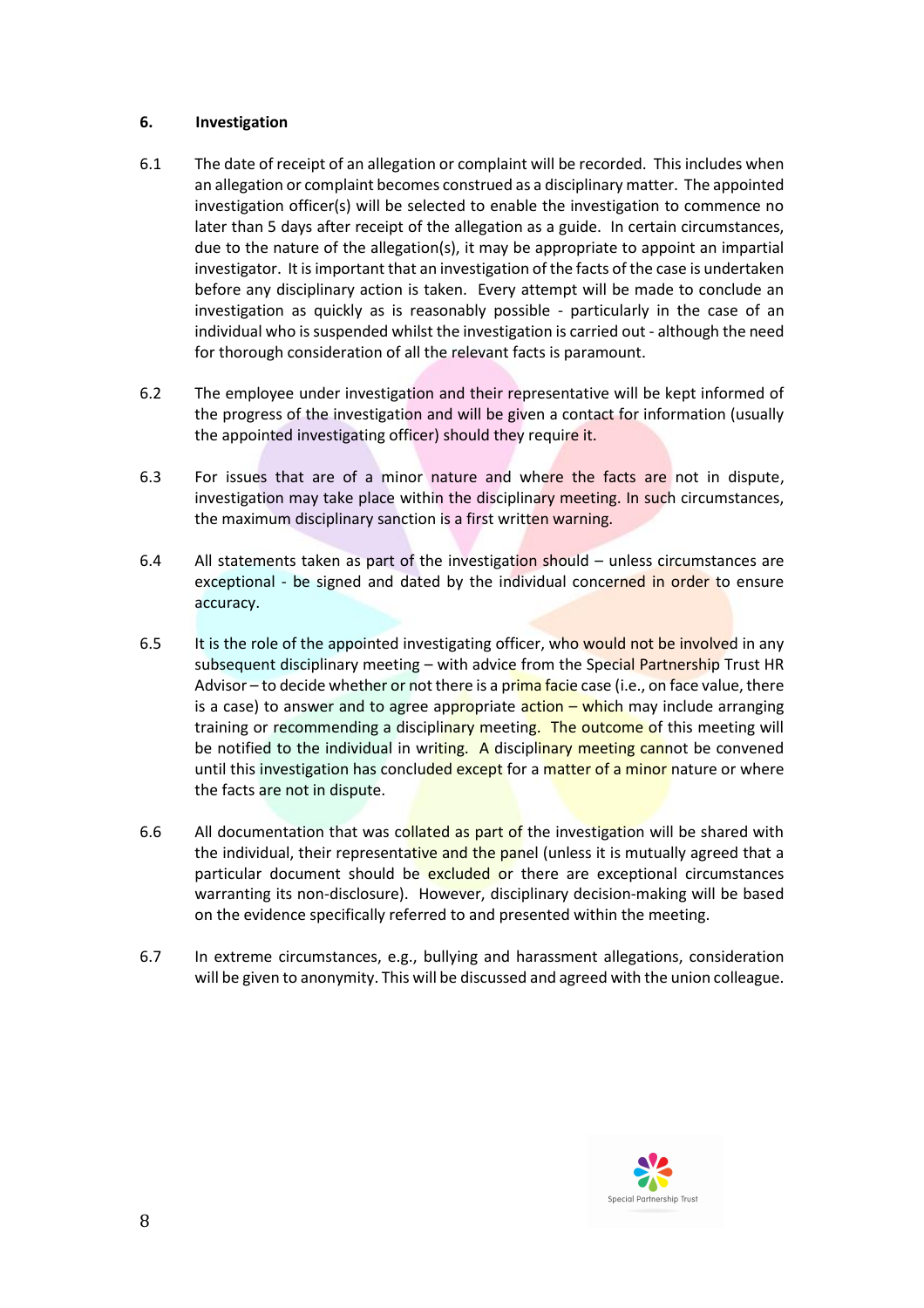## 6. Investigation

6.1 The date of receipt of an allegation or complaint will be recorded. This includes when an allegation or complaint becomes construed as a disciplinary matter. The appointed investigation officer(s) will be selected to enable the investigation to commence no later than 5 days after receipt of the allegation as a guide. In certain circumstances, due to the nature of the allegation(s), it may be appropriate to appoint an impartial investigator. It is important that an investigation of the facts of the case is undertaken before any disciplinary action is taken. Every attempt will be made to conclude an investigation as quickly as is reasonably possible - particularly in the case of an individual who is suspended whilst the investigation is carried out - although the need for thorough consideration of all the relevant facts is paramount.

6.2 The employee under investigation and their representative will be kept informed of the progress of the investigation and will be given a contact for information (usually the appointed investigating officer) should they require it.

6.3 For issues that are of a minor nature and where the facts are not in dispute, investigation may take place within the disciplinary meeting. In such circumstances, the maximum disciplinary sanction is a first written warning.

6.4 All statements taken as part of the investigation should – unless circumstances are exceptional - be signed and dated by the individual concerned in order to ensure accuracy.

6.5 It is the role of the appointed investigating officer, who would not be involved in any subsequent disciplinary meeting – with advice from the Special Partnership Trust HR Advisor – to decide whether or not there is a prima facie case (i.e., on face value, there is a case) to answer and to agree appropriate action – which may include arranging training or recommending a disciplinary meeting. The outcome of this meeting will be notified to the individual in writing. A disciplinary meeting cannot be convened until this investigation has concluded except for a matter of a minor nature or where the facts are not in dispute.

6.6 All documentation that was collated as part of the investigation will be shared with the individual, their representative and the panel (unless it is mutually agreed that a particular document should be excluded or there are exceptional circumstances warranting its non-disclosure). However, disciplinary decision-making will be based on the evidence specifically referred to and presented within the meeting.

6.7 In extreme circumstances, e.g., bullying and harassment allegations, consideration will be given to anonymity. This will be discussed and agreed with the union colleague.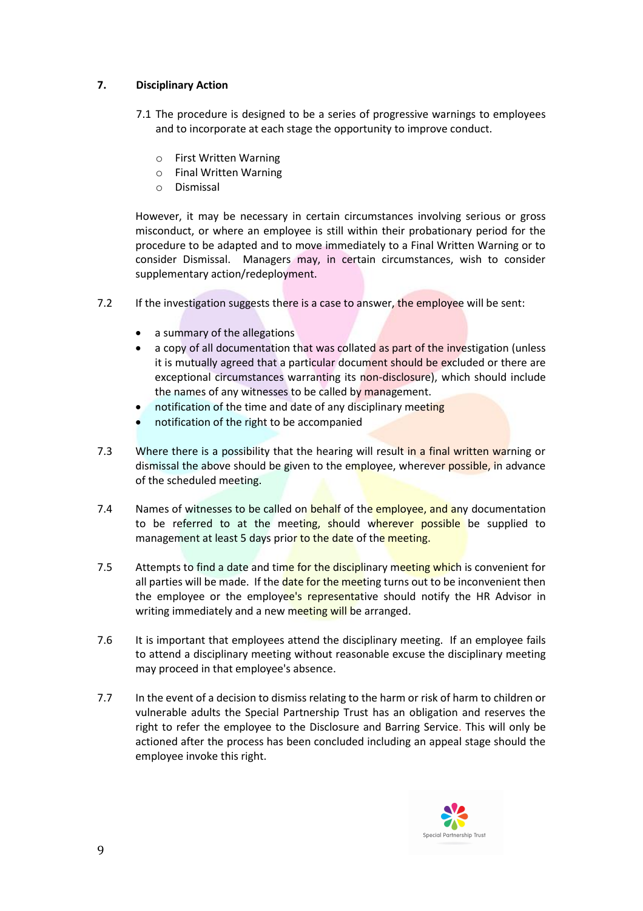## 7. Disciplinary Action

7.1 The procedure is designed to be a series of progressive warnings to employees and to incorporate at each stage the opportunity to improve conduct.

- First Written Warning
- Final Written Warning
- Dismissal

However, it may be necessary in certain circumstances involving serious or gross misconduct, or where an employee is still within their probationary period for the procedure to be adapted and to move immediately to a Final Written Warning or to consider Dismissal. Managers may, in certain circumstances, wish to consider supplementary action/redeployment.

7.2 If the investigation suggests there is a case to answer, the employee will be sent:

- a summary of the allegations
- a copy of all documentation that was collated as part of the investigation (unless it is mutually agreed that a particular document should be excluded or there are exceptional circumstances warranting its non-disclosure), which should include the names of any witnesses to be called by management.
- notification of the time and date of any disciplinary meeting
- notification of the right to be accompanied

7.3 Where there is a possibility that the hearing will result in a final written warning or dismissal the above should be given to the employee, wherever possible, in advance of the scheduled meeting.

7.4 Names of witnesses to be called on behalf of the employee, and any documentation to be referred to at the meeting, should wherever possible be supplied to management at least 5 days prior to the date of the meeting.

7.5 Attempts to find a date and time for the disciplinary meeting which is convenient for all parties will be made. If the date for the meeting turns out to be inconvenient then the employee or the employee's representative should notify the HR Advisor in writing immediately and a new meeting will be arranged.

7.6 It is important that employees attend the disciplinary meeting. If an employee fails to attend a disciplinary meeting without reasonable excuse the disciplinary meeting may proceed in that employee's absence.

7.7 In the event of a decision to dismiss relating to the harm or risk of harm to children or vulnerable adults the Special Partnership Trust has an obligation and reserves the right to refer the employee to the Disclosure and Barring Service. This will only be actioned after the process has been concluded including an appeal stage should the employee invoke this right.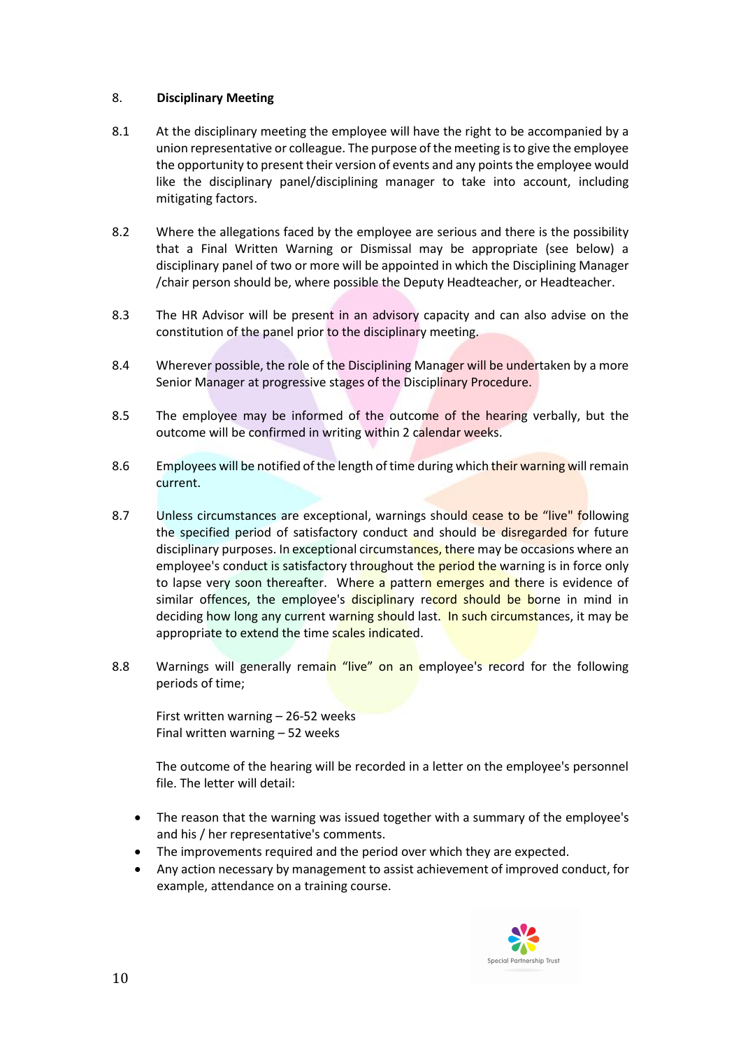## 8. Disciplinary Meeting

8.1 At the disciplinary meeting the employee will have the right to be accompanied by a union representative or colleague. The purpose of the meeting is to give the employee the opportunity to present their version of events and any points the employee would like the disciplinary panel/disciplining manager to take into account, including mitigating factors.

8.2 Where the allegations faced by the employee are serious and there is the possibility that a Final Written Warning or Dismissal may be appropriate (see below) a disciplinary panel of two or more will be appointed in which the Disciplining Manager /chair person should be, where possible the Deputy Headteacher, or Headteacher.

8.3 The HR Advisor will be present in an advisory capacity and can also advise on the constitution of the panel prior to the disciplinary meeting.

8.4 Wherever possible, the role of the Disciplining Manager will be undertaken by a more Senior Manager at progressive stages of the Disciplinary Procedure.

8.5 The employee may be informed of the outcome of the hearing verbally, but the outcome will be confirmed in writing within 2 calendar weeks.

8.6 Employees will be notified of the length of time during which their warning will remain current.

8.7 Unless circumstances are exceptional, warnings should cease to be "live" following the specified period of satisfactory conduct and should be disregarded for future disciplinary purposes. In exceptional circumstances, there may be occasions where an employee's conduct is satisfactory throughout the period the warning is in force only to lapse very soon thereafter. Where a pattern emerges and there is evidence of similar offences, the employee's disciplinary record should be borne in mind in deciding how long any current warning should last. In such circumstances, it may be appropriate to extend the time scales indicated.

8.8 Warnings will generally remain "live" on an employee's record for the following periods of time;

First written warning – 26-52 weeks
Final written warning – 52 weeks

The outcome of the hearing will be recorded in a letter on the employee's personnel file. The letter will detail:

- The reason that the warning was issued together with a summary of the employee's and his / her representative's comments.
- The improvements required and the period over which they are expected.
- Any action necessary by management to assist achievement of improved conduct, for example, attendance on a training course.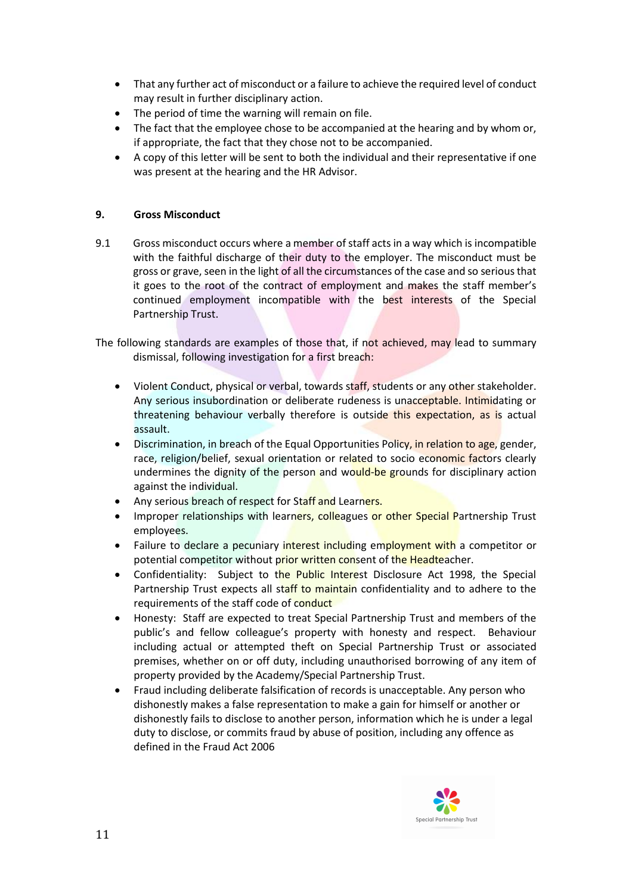- That any further act of misconduct or a failure to achieve the required level of conduct may result in further disciplinary action.
- The period of time the warning will remain on file.
- The fact that the employee chose to be accompanied at the hearing and by whom or, if appropriate, the fact that they chose not to be accompanied.
- A copy of this letter will be sent to both the individual and their representative if one was present at the hearing and the HR Advisor.

## 9. Gross Misconduct

9.1 Gross misconduct occurs where a member of staff acts in a way which is incompatible with the faithful discharge of their duty to the employer. The misconduct must be gross or grave, seen in the light of all the circumstances of the case and so serious that it goes to the root of the contract of employment and makes the staff member's continued employment incompatible with the best interests of the Special Partnership Trust.

The following standards are examples of those that, if not achieved, may lead to summary dismissal, following investigation for a first breach:

- Violent Conduct, physical or verbal, towards staff, students or any other stakeholder. Any serious insubordination or deliberate rudeness is unacceptable. Intimidating or threatening behaviour verbally therefore is outside this expectation, as is actual assault.
- Discrimination, in breach of the Equal Opportunities Policy, in relation to age, gender, race, religion/belief, sexual orientation or related to socio economic factors clearly undermines the dignity of the person and would-be grounds for disciplinary action against the individual.
- Any serious breach of respect for Staff and Learners.
- Improper relationships with learners, colleagues or other Special Partnership Trust employees.
- Failure to declare a pecuniary interest including employment with a competitor or potential competitor without prior written consent of the Headteacher.
- Confidentiality: Subject to the Public Interest Disclosure Act 1998, the Special Partnership Trust expects all staff to maintain confidentiality and to adhere to the requirements of the staff code of conduct
- Honesty: Staff are expected to treat Special Partnership Trust and members of the public's and fellow colleague's property with honesty and respect. Behaviour including actual or attempted theft on Special Partnership Trust or associated premises, whether on or off duty, including unauthorised borrowing of any item of property provided by the Academy/Special Partnership Trust.
- Fraud including deliberate falsification of records is unacceptable. Any person who dishonestly makes a false representation to make a gain for himself or another or dishonestly fails to disclose to another person, information which he is under a legal duty to disclose, or commits fraud by abuse of position, including any offence as defined in the Fraud Act 2006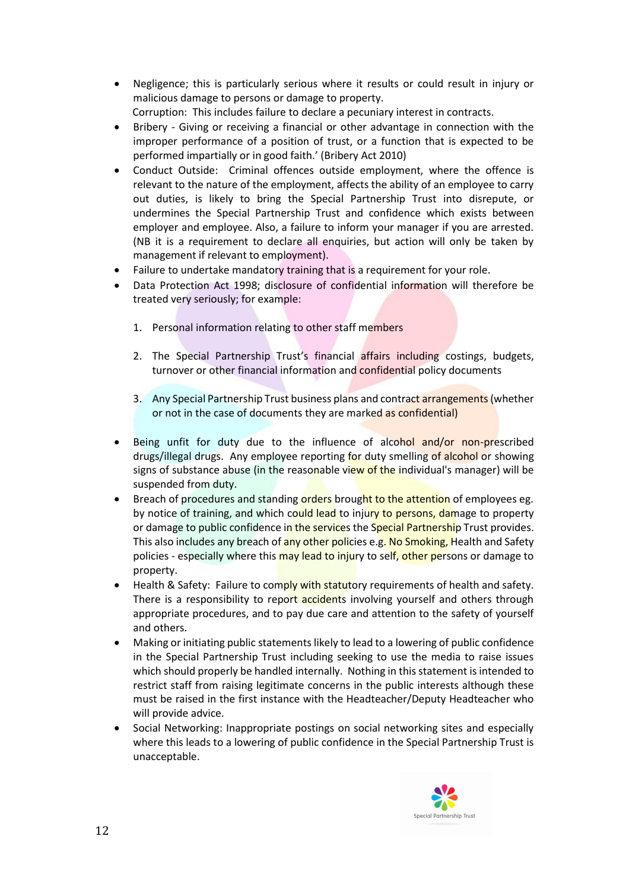- Negligence; this is particularly serious where it results or could result in injury or malicious damage to persons or damage to property.
  Corruption: This includes failure to declare a pecuniary interest in contracts.
- Bribery - Giving or receiving a financial or other advantage in connection with the improper performance of a position of trust, or a function that is expected to be performed impartially or in good faith.' (Bribery Act 2010)
- Conduct Outside: Criminal offences outside employment, where the offence is relevant to the nature of the employment, affects the ability of an employee to carry out duties, is likely to bring the Special Partnership Trust into disrepute, or undermines the Special Partnership Trust and confidence which exists between employer and employee. Also, a failure to inform your manager if you are arrested. (NB it is a requirement to declare all enquiries, but action will only be taken by management if relevant to employment).
- Failure to undertake mandatory training that is a requirement for your role.
- Data Protection Act 1998; disclosure of confidential information will therefore be treated very seriously; for example:

  1. Personal information relating to other staff members

  2. The Special Partnership Trust's financial affairs including costings, budgets, turnover or other financial information and confidential policy documents

  3. Any Special Partnership Trust business plans and contract arrangements (whether or not in the case of documents they are marked as confidential)

- Being unfit for duty due to the influence of alcohol and/or non-prescribed drugs/illegal drugs. Any employee reporting for duty smelling of alcohol or showing signs of substance abuse (in the reasonable view of the individual's manager) will be suspended from duty.
- Breach of procedures and standing orders brought to the attention of employees eg. by notice of training, and which could lead to injury to persons, damage to property or damage to public confidence in the services the Special Partnership Trust provides. This also includes any breach of any other policies e.g. No Smoking, Health and Safety policies - especially where this may lead to injury to self, other persons or damage to property.
- Health & Safety: Failure to comply with statutory requirements of health and safety. There is a responsibility to report accidents involving yourself and others through appropriate procedures, and to pay due care and attention to the safety of yourself and others.
- Making or initiating public statements likely to lead to a lowering of public confidence in the Special Partnership Trust including seeking to use the media to raise issues which should properly be handled internally. Nothing in this statement is intended to restrict staff from raising legitimate concerns in the public interests although these must be raised in the first instance with the Headteacher/Deputy Headteacher who will provide advice.
- Social Networking: Inappropriate postings on social networking sites and especially where this leads to a lowering of public confidence in the Special Partnership Trust is unacceptable.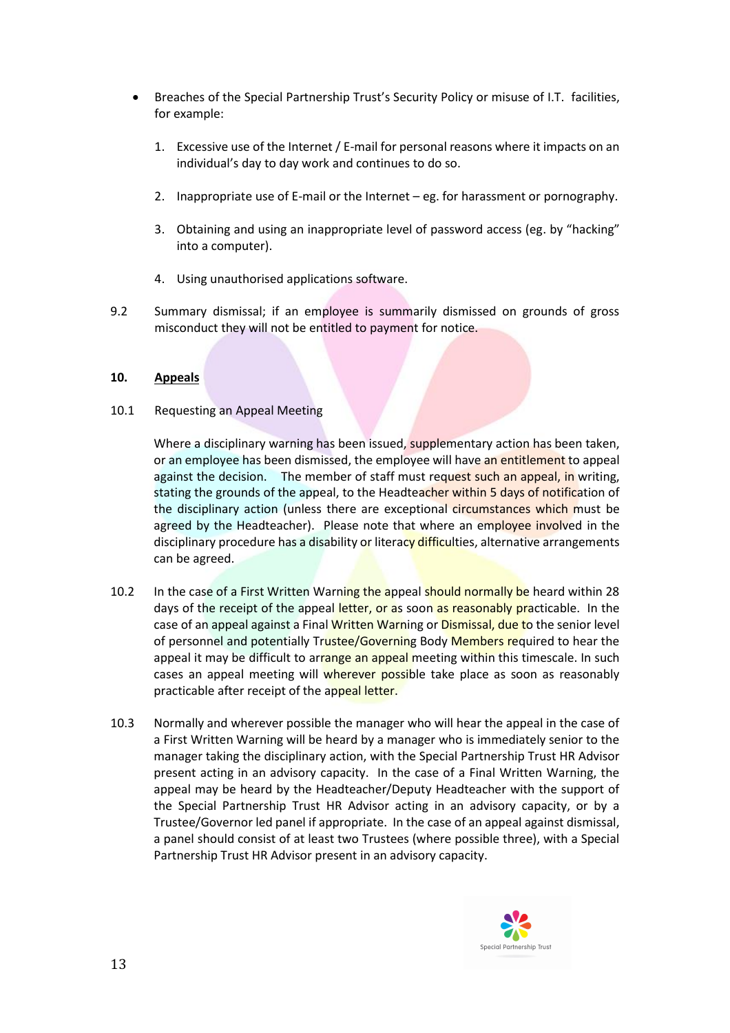- Breaches of the Special Partnership Trust's Security Policy or misuse of I.T. facilities, for example:

    1. Excessive use of the Internet / E-mail for personal reasons where it impacts on an individual's day to day work and continues to do so.

    2. Inappropriate use of E-mail or the Internet – eg. for harassment or pornography.

    3. Obtaining and using an inappropriate level of password access (eg. by "hacking" into a computer).

    4. Using unauthorised applications software.

9.2 Summary dismissal; if an employee is summarily dismissed on grounds of gross misconduct they will not be entitled to payment for notice.

**10. <u>Appeals</u>**

10.1 Requesting an Appeal Meeting

Where a disciplinary warning has been issued, supplementary action has been taken, or an employee has been dismissed, the employee will have an entitlement to appeal against the decision. The member of staff must request such an appeal, in writing, stating the grounds of the appeal, to the Headteacher within 5 days of notification of the disciplinary action (unless there are exceptional circumstances which must be agreed by the Headteacher). Please note that where an employee involved in the disciplinary procedure has a disability or literacy difficulties, alternative arrangements can be agreed.

10.2 In the case of a First Written Warning the appeal should normally be heard within 28 days of the receipt of the appeal letter, or as soon as reasonably practicable. In the case of an appeal against a Final Written Warning or Dismissal, due to the senior level of personnel and potentially Trustee/Governing Body Members required to hear the appeal it may be difficult to arrange an appeal meeting within this timescale. In such cases an appeal meeting will wherever possible take place as soon as reasonably practicable after receipt of the appeal letter.

10.3 Normally and wherever possible the manager who will hear the appeal in the case of a First Written Warning will be heard by a manager who is immediately senior to the manager taking the disciplinary action, with the Special Partnership Trust HR Advisor present acting in an advisory capacity. In the case of a Final Written Warning, the appeal may be heard by the Headteacher/Deputy Headteacher with the support of the Special Partnership Trust HR Advisor acting in an advisory capacity, or by a Trustee/Governor led panel if appropriate. In the case of an appeal against dismissal, a panel should consist of at least two Trustees (where possible three), with a Special Partnership Trust HR Advisor present in an advisory capacity.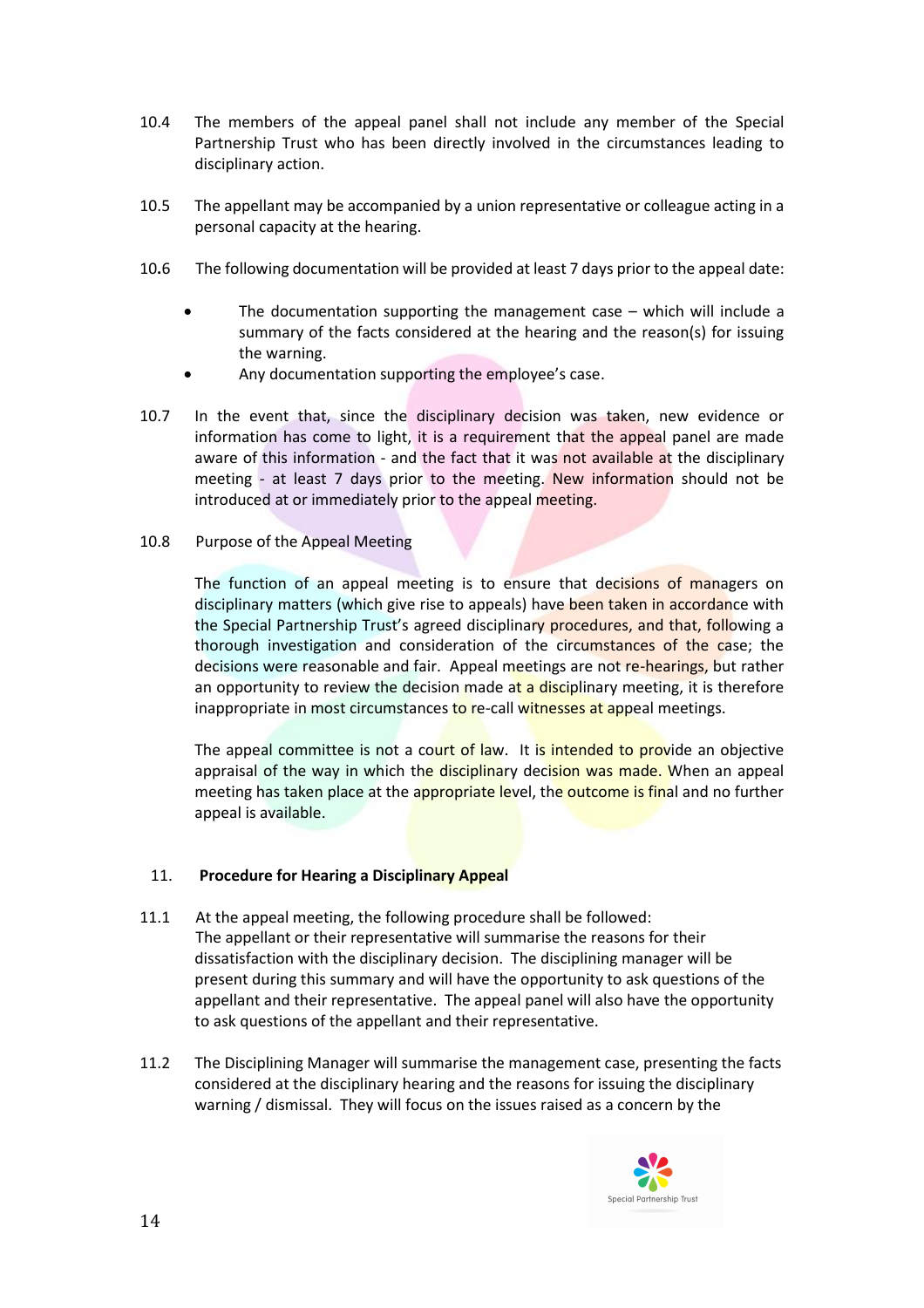10.4 The members of the appeal panel shall not include any member of the Special Partnership Trust who has been directly involved in the circumstances leading to disciplinary action.

10.5 The appellant may be accompanied by a union representative or colleague acting in a personal capacity at the hearing.

10.6 The following documentation will be provided at least 7 days prior to the appeal date:

- The documentation supporting the management case – which will include a summary of the facts considered at the hearing and the reason(s) for issuing the warning.
- Any documentation supporting the employee's case.

10.7 In the event that, since the disciplinary decision was taken, new evidence or information has come to light, it is a requirement that the appeal panel are made aware of this information - and the fact that it was not available at the disciplinary meeting - at least 7 days prior to the meeting. New information should not be introduced at or immediately prior to the appeal meeting.

10.8 Purpose of the Appeal Meeting

The function of an appeal meeting is to ensure that decisions of managers on disciplinary matters (which give rise to appeals) have been taken in accordance with the Special Partnership Trust's agreed disciplinary procedures, and that, following a thorough investigation and consideration of the circumstances of the case; the decisions were reasonable and fair. Appeal meetings are not re-hearings, but rather an opportunity to review the decision made at a disciplinary meeting, it is therefore inappropriate in most circumstances to re-call witnesses at appeal meetings.

The appeal committee is not a court of law. It is intended to provide an objective appraisal of the way in which the disciplinary decision was made. When an appeal meeting has taken place at the appropriate level, the outcome is final and no further appeal is available.

## 11. Procedure for Hearing a Disciplinary Appeal

11.1 At the appeal meeting, the following procedure shall be followed:
The appellant or their representative will summarise the reasons for their dissatisfaction with the disciplinary decision. The disciplining manager will be present during this summary and will have the opportunity to ask questions of the appellant and their representative. The appeal panel will also have the opportunity to ask questions of the appellant and their representative.

11.2 The Disciplining Manager will summarise the management case, presenting the facts considered at the disciplinary hearing and the reasons for issuing the disciplinary warning / dismissal. They will focus on the issues raised as a concern by the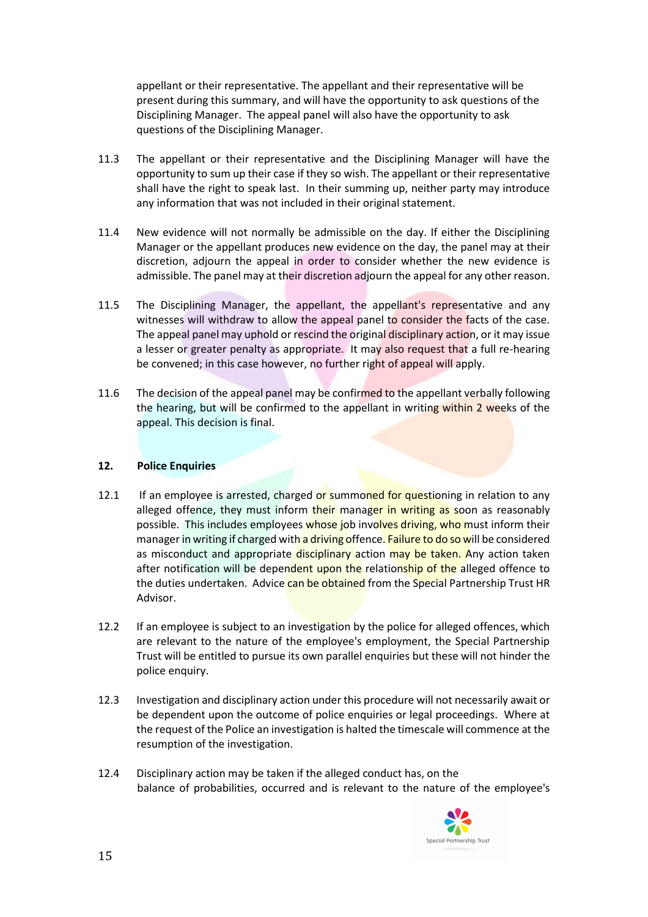appellant or their representative. The appellant and their representative will be present during this summary, and will have the opportunity to ask questions of the Disciplining Manager. The appeal panel will also have the opportunity to ask questions of the Disciplining Manager.

11.3 The appellant or their representative and the Disciplining Manager will have the opportunity to sum up their case if they so wish. The appellant or their representative shall have the right to speak last. In their summing up, neither party may introduce any information that was not included in their original statement.

11.4 New evidence will not normally be admissible on the day. If either the Disciplining Manager or the appellant produces new evidence on the day, the panel may at their discretion, adjourn the appeal in order to consider whether the new evidence is admissible. The panel may at their discretion adjourn the appeal for any other reason.

11.5 The Disciplining Manager, the appellant, the appellant's representative and any witnesses will withdraw to allow the appeal panel to consider the facts of the case. The appeal panel may uphold or rescind the original disciplinary action, or it may issue a lesser or greater penalty as appropriate. It may also request that a full re-hearing be convened; in this case however, no further right of appeal will apply.

11.6 The decision of the appeal panel may be confirmed to the appellant verbally following the hearing, but will be confirmed to the appellant in writing within 2 weeks of the appeal. This decision is final.

## 12. Police Enquiries

12.1 If an employee is arrested, charged or summoned for questioning in relation to any alleged offence, they must inform their manager in writing as soon as reasonably possible. This includes employees whose job involves driving, who must inform their manager in writing if charged with a driving offence. Failure to do so will be considered as misconduct and appropriate disciplinary action may be taken. Any action taken after notification will be dependent upon the relationship of the alleged offence to the duties undertaken. Advice can be obtained from the Special Partnership Trust HR Advisor.

12.2 If an employee is subject to an investigation by the police for alleged offences, which are relevant to the nature of the employee's employment, the Special Partnership Trust will be entitled to pursue its own parallel enquiries but these will not hinder the police enquiry.

12.3 Investigation and disciplinary action under this procedure will not necessarily await or be dependent upon the outcome of police enquiries or legal proceedings. Where at the request of the Police an investigation is halted the timescale will commence at the resumption of the investigation.

12.4 Disciplinary action may be taken if the alleged conduct has, on the balance of probabilities, occurred and is relevant to the nature of the employee's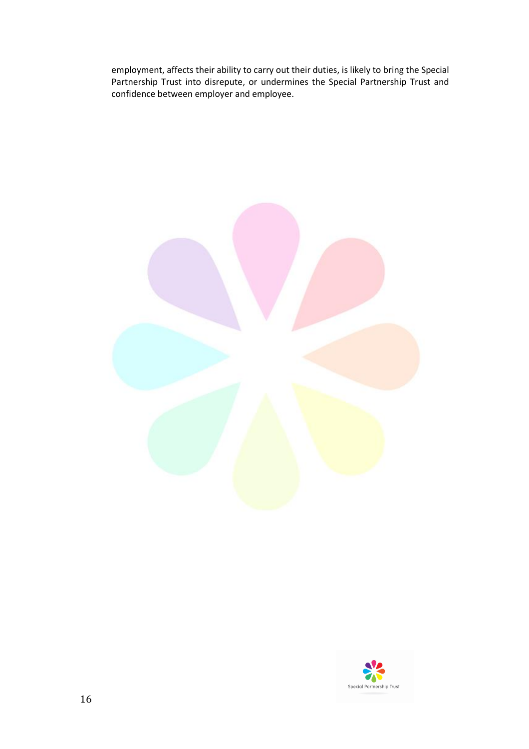employment, affects their ability to carry out their duties, is likely to bring the Special Partnership Trust into disrepute, or undermines the Special Partnership Trust and confidence between employer and employee.